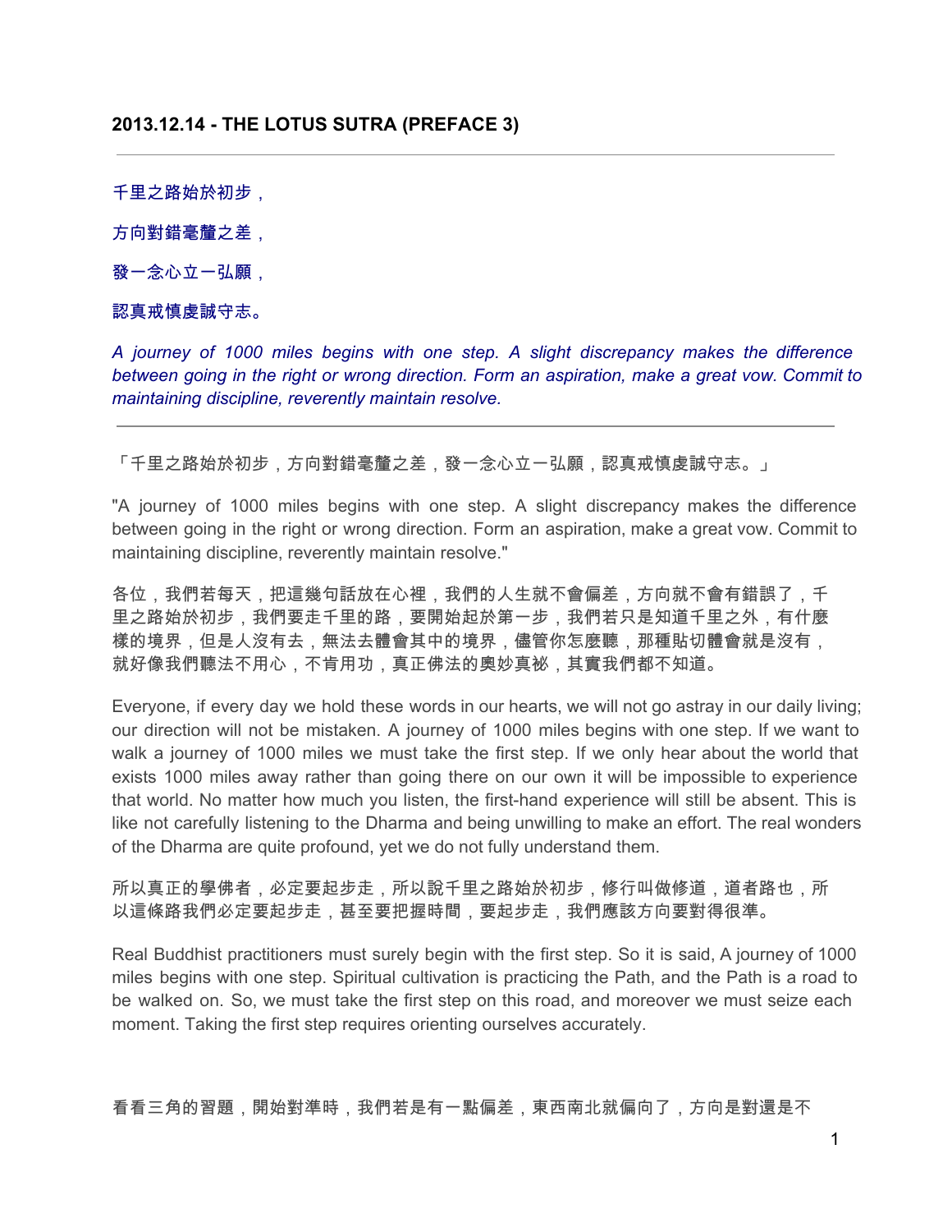**2013.12.14 - THE LOTUS SUTRA (PREFACE 3)**

---

千里之路始於初步，

方向對錯毫釐之差，

發一念心立一弘願，

認真戒慎虔誠守志。

*A journey of 1000 miles begins with one step. A slight discrepancy makes the difference between going in the right or wrong direction. Form an aspiration, make a great vow. Commit to maintaining discipline, reverently maintain resolve.*

---

「千里之路始於初步，方向對錯毫釐之差，發一念心立一弘願，認真戒慎虔誠守志。」

"A journey of 1000 miles begins with one step. A slight discrepancy makes the difference between going in the right or wrong direction. Form an aspiration, make a great vow. Commit to maintaining discipline, reverently maintain resolve."

各位，我們若每天，把這幾句話放在心裡，我們的人生就不會偏差，方向就不會有錯誤了，千里之路始於初步，我們要走千里的路，要開始起於第一步，我們若只是知道千里之外，有什麼樣的境界，但是人沒有去，無法去體會其中的境界，儘管你怎麼聽，那種貼切體會就是沒有，就好像我們聽法不用心，不肯用功，真正佛法的奧妙真祕，其實我們都不知道。

Everyone, if every day we hold these words in our hearts, we will not go astray in our daily living; our direction will not be mistaken. A journey of 1000 miles begins with one step. If we want to walk a journey of 1000 miles we must take the first step. If we only hear about the world that exists 1000 miles away rather than going there on our own it will be impossible to experience that world. No matter how much you listen, the first-hand experience will still be absent. This is like not carefully listening to the Dharma and being unwilling to make an effort. The real wonders of the Dharma are quite profound, yet we do not fully understand them.

所以真正的學佛者，必定要起步走，所以說千里之路始於初步，修行叫做修道，道者路也，所以這條路我們必定要起步走，甚至要把握時間，要起步走，我們應該方向要對得很準。

Real Buddhist practitioners must surely begin with the first step. So it is said, A journey of 1000 miles begins with one step. Spiritual cultivation is practicing the Path, and the Path is a road to be walked on. So, we must take the first step on this road, and moreover we must seize each moment. Taking the first step requires orienting ourselves accurately.

看看三角的習題，開始對準時，我們若是有一點偏差，東西南北就偏向了，方向是對還是不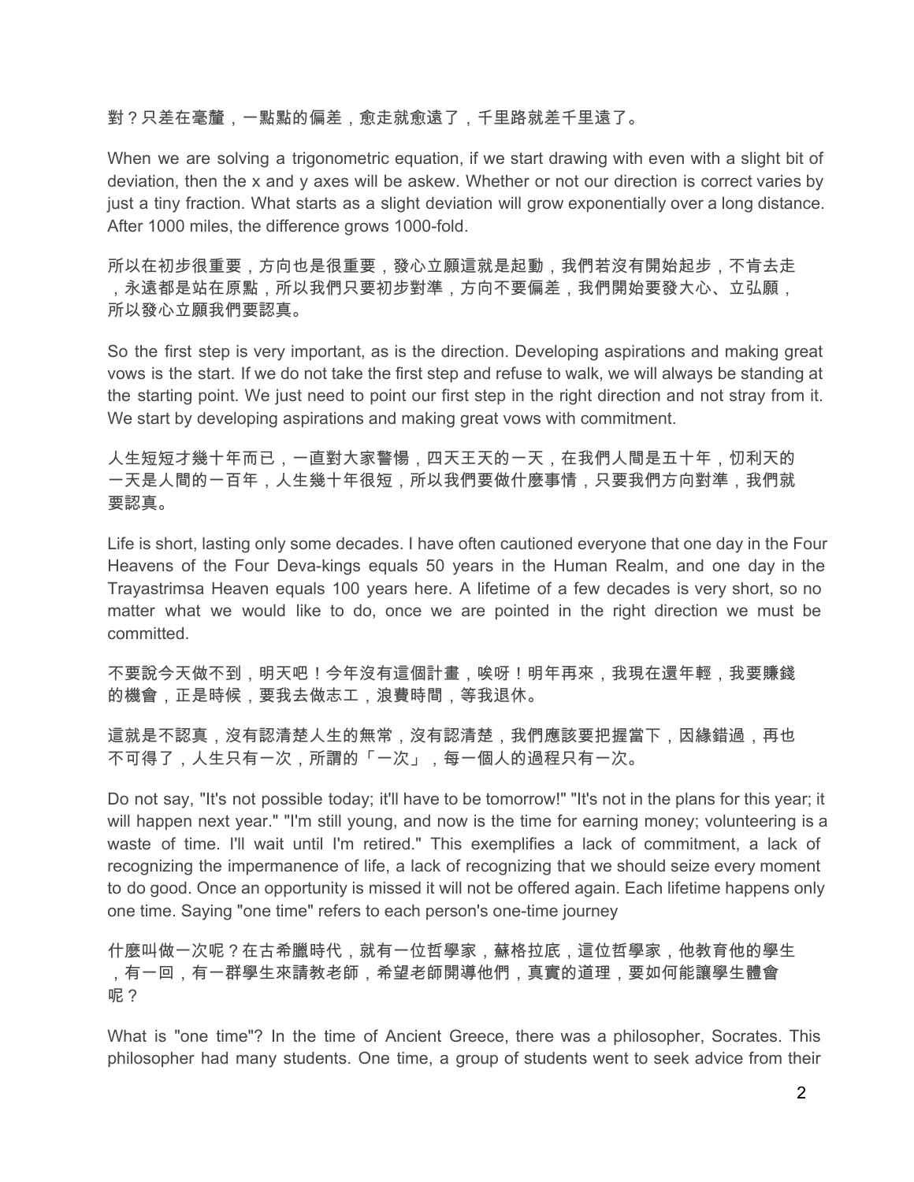對？只差在毫釐，一點點的偏差，愈走就愈遠了，千里路就差千里遠了。

When we are solving a trigonometric equation, if we start drawing with even with a slight bit of deviation, then the x and y axes will be askew. Whether or not our direction is correct varies by just a tiny fraction. What starts as a slight deviation will grow exponentially over a long distance. After 1000 miles, the difference grows 1000-fold.

所以在初步很重要，方向也是很重要，發心立願這就是起動，我們若沒有開始起步，不肯去走，永遠都是站在原點，所以我們只要初步對準，方向不要偏差，我們開始要發大心、立弘願，所以發心立願我們要認真。

So the first step is very important, as is the direction. Developing aspirations and making great vows is the start. If we do not take the first step and refuse to walk, we will always be standing at the starting point. We just need to point our first step in the right direction and not stray from it. We start by developing aspirations and making great vows with commitment.

人生短短才幾十年而已，一直對大家警惕，四天王天的一天，在我們人間是五十年，忉利天的一天是人間的一百年，人生幾十年很短，所以我們要做什麼事情，只要我們方向對準，我們就要認真。

Life is short, lasting only some decades. I have often cautioned everyone that one day in the Four Heavens of the Four Deva-kings equals 50 years in the Human Realm, and one day in the Trayastrimsa Heaven equals 100 years here. A lifetime of a few decades is very short, so no matter what we would like to do, once we are pointed in the right direction we must be committed.

不要說今天做不到，明天吧！今年沒有這個計畫，唉呀！明年再來，我現在還年輕，我要賺錢的機會，正是時候，要我去做志工，浪費時間，等我退休。

這就是不認真，沒有認清楚人生的無常，沒有認清楚，我們應該要把握當下，因緣錯過，再也不可得了，人生只有一次，所謂的「一次」，每一個人的過程只有一次。

Do not say, "It's not possible today; it'll have to be tomorrow!" "It's not in the plans for this year; it will happen next year." "I'm still young, and now is the time for earning money; volunteering is a waste of time. I'll wait until I'm retired." This exemplifies a lack of commitment, a lack of recognizing the impermanence of life, a lack of recognizing that we should seize every moment to do good. Once an opportunity is missed it will not be offered again. Each lifetime happens only one time. Saying "one time" refers to each person's one-time journey

什麼叫做一次呢？在古希臘時代，就有一位哲學家，蘇格拉底，這位哲學家，他教育他的學生，有一回，有一群學生來請教老師，希望老師開導他們，真實的道理，要如何能讓學生體會呢？

What is "one time"? In the time of Ancient Greece, there was a philosopher, Socrates. This philosopher had many students. One time, a group of students went to seek advice from their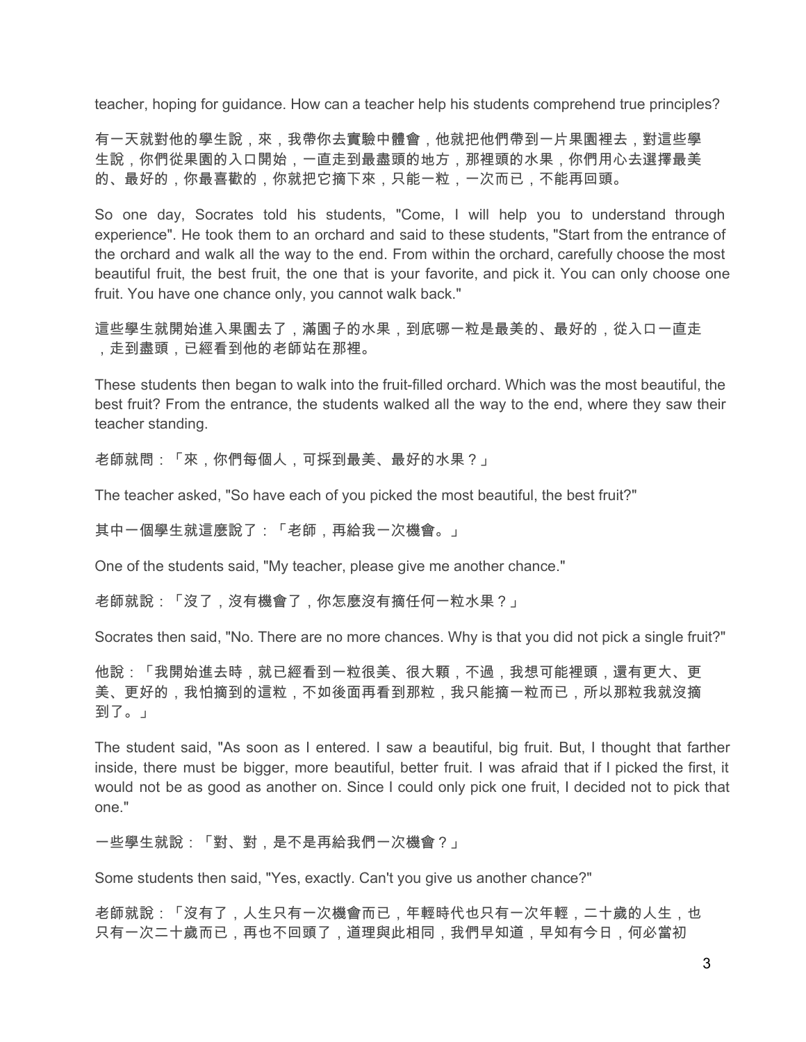teacher, hoping for guidance. How can a teacher help his students comprehend true principles?

有一天就對他的學生說，來，我帶你去實驗中體會，他就把他們帶到一片果園裡去，對這些學生說，你們從果園的入口開始，一直走到最盡頭的地方，那裡頭的水果，你們用心去選擇最美的、最好的，你最喜歡的，你就把它摘下來，只能一粒，一次而已，不能再回頭。

So one day, Socrates told his students, "Come, I will help you to understand through experience". He took them to an orchard and said to these students, "Start from the entrance of the orchard and walk all the way to the end. From within the orchard, carefully choose the most beautiful fruit, the best fruit, the one that is your favorite, and pick it. You can only choose one fruit. You have one chance only, you cannot walk back."

這些學生就開始進入果園去了，滿園子的水果，到底哪一粒是最美的、最好的，從入口一直走，走到盡頭，已經看到他的老師站在那裡。

These students then began to walk into the fruit-filled orchard. Which was the most beautiful, the best fruit? From the entrance, the students walked all the way to the end, where they saw their teacher standing.

老師就問：「來，你們每個人，可採到最美、最好的水果？」

The teacher asked, "So have each of you picked the most beautiful, the best fruit?"

其中一個學生就這麼說了：「老師，再給我一次機會。」

One of the students said, "My teacher, please give me another chance."

老師就說：「沒了，沒有機會了，你怎麼沒有摘任何一粒水果？」

Socrates then said, "No. There are no more chances. Why is that you did not pick a single fruit?"

他說：「我開始進去時，就已經看到一粒很美、很大顆，不過，我想可能裡頭，還有更大、更美、更好的，我怕摘到的這粒，不如後面再看到那粒，我只能摘一粒而已，所以那粒我就沒摘到了。」

The student said, "As soon as I entered. I saw a beautiful, big fruit. But, I thought that farther inside, there must be bigger, more beautiful, better fruit. I was afraid that if I picked the first, it would not be as good as another on. Since I could only pick one fruit, I decided not to pick that one."

一些學生就說：「對、對，是不是再給我們一次機會？」

Some students then said, "Yes, exactly. Can't you give us another chance?"

老師就說：「沒有了，人生只有一次機會而已，年輕時代也只有一次年輕，二十歲的人生，也只有一次二十歲而已，再也不回頭了，道理與此相同，我們早知道，早知有今日，何必當初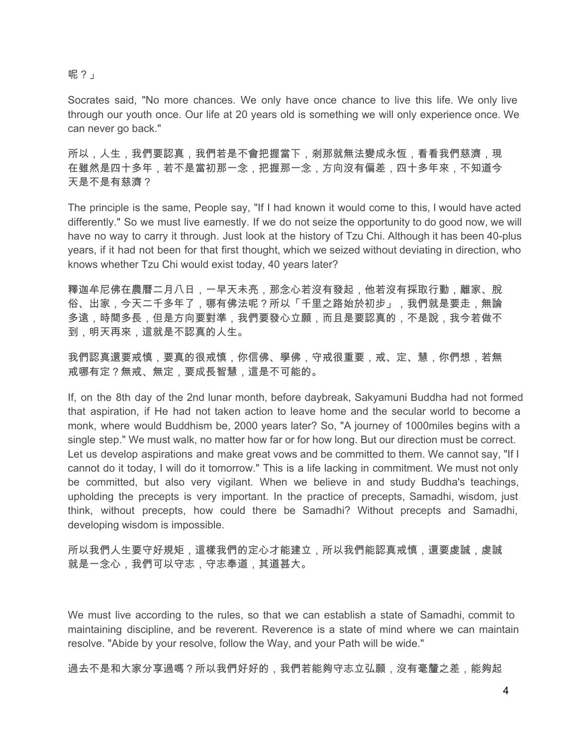呢？」

Socrates said, "No more chances. We only have once chance to live this life. We only live through our youth once. Our life at 20 years old is something we will only experience once. We can never go back."

所以，人生，我們要認真，我們若是不會把握當下，剎那就無法變成永恆，看看我們慈濟，現在雖然是四十多年，若不是當初那一念，把握那一念，方向沒有偏差，四十多年來，不知道今天是不是有慈濟？

The principle is the same, People say, "If I had known it would come to this, I would have acted differently." So we must live earnestly. If we do not seize the opportunity to do good now, we will have no way to carry it through. Just look at the history of Tzu Chi. Although it has been 40-plus years, if it had not been for that first thought, which we seized without deviating in direction, who knows whether Tzu Chi would exist today, 40 years later?

釋迦牟尼佛在農曆二月八日，一早天未亮，那念心若沒有發起，他若沒有採取行動，離家、脫俗、出家，今天二千多年了，哪有佛法呢？所以「千里之路始於初步」，我們就是要走，無論多遠，時間多長，但是方向要對準，我們要發心立願，而且是要認真的，不是說，我今若做不到，明天再來，這就是不認真的人生。

我們認真還要戒慎，要真的很戒慎，你信佛、學佛，守戒很重要，戒、定、慧，你們想，若無戒哪有定？無戒、無定，要成長智慧，這是不可能的。

If, on the 8th day of the 2nd lunar month, before daybreak, Sakyamuni Buddha had not formed that aspiration, if He had not taken action to leave home and the secular world to become a monk, where would Buddhism be, 2000 years later? So, "A journey of 1000miles begins with a single step." We must walk, no matter how far or for how long. But our direction must be correct. Let us develop aspirations and make great vows and be committed to them. We cannot say, "If I cannot do it today, I will do it tomorrow." This is a life lacking in commitment. We must not only be committed, but also very vigilant. When we believe in and study Buddha's teachings, upholding the precepts is very important. In the practice of precepts, Samadhi, wisdom, just think, without precepts, how could there be Samadhi? Without precepts and Samadhi, developing wisdom is impossible.

所以我們人生要守好規矩，這樣我們的定心才能建立，所以我們能認真戒慎，還要虔誠，虔誠就是一念心，我們可以守志，守志奉道，其道甚大。

We must live according to the rules, so that we can establish a state of Samadhi, commit to maintaining discipline, and be reverent. Reverence is a state of mind where we can maintain resolve. "Abide by your resolve, follow the Way, and your Path will be wide."

過去不是和大家分享過嗎？所以我們好好的，我們若能夠守志立弘願，沒有毫釐之差，能夠起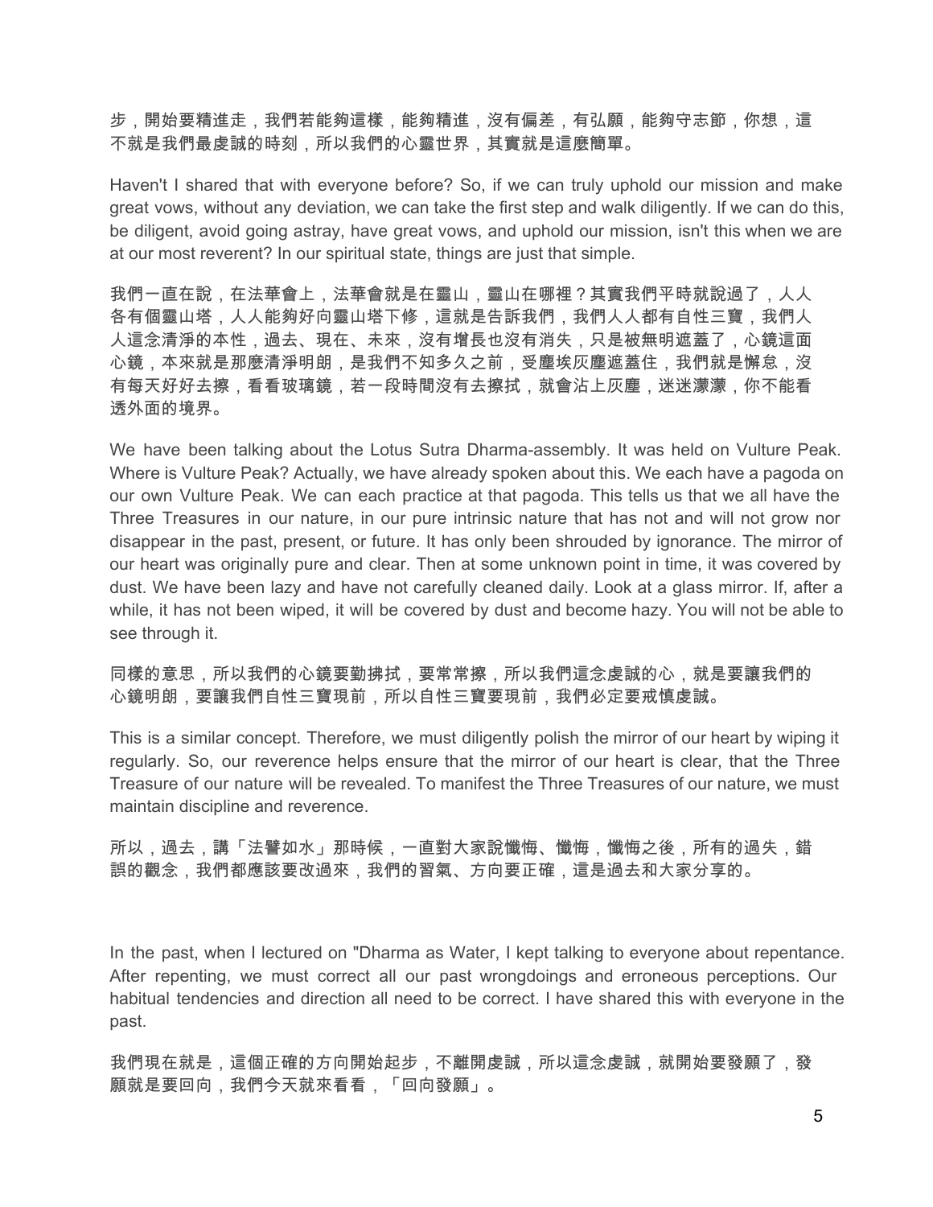步，開始要精進走，我們若能夠這樣，能夠精進，沒有偏差，有弘願，能夠守志節，你想，這不就是我們最虔誠的時刻，所以我們的心靈世界，其實就是這麼簡單。

Haven't I shared that with everyone before? So, if we can truly uphold our mission and make great vows, without any deviation, we can take the first step and walk diligently. If we can do this, be diligent, avoid going astray, have great vows, and uphold our mission, isn't this when we are at our most reverent? In our spiritual state, things are just that simple.

我們一直在說，在法華會上，法華會就是在靈山，靈山在哪裡？其實我們平時就說過了，人人各有個靈山塔，人人能夠好向靈山塔下修，這就是告訴我們，我們人人都有自性三寶，我們人人這念清淨的本性，過去、現在、未來，沒有增長也沒有消失，只是被無明遮蓋了，心鏡這面心鏡，本來就是那麼清淨明朗，是我們不知多久之前，受塵埃灰塵遮蓋住，我們就是懈怠，沒有每天好好去擦，看看玻璃鏡，若一段時間沒有去擦拭，就會沾上灰塵，迷迷濛濛，你不能看透外面的境界。

We have been talking about the Lotus Sutra Dharma-assembly. It was held on Vulture Peak. Where is Vulture Peak? Actually, we have already spoken about this. We each have a pagoda on our own Vulture Peak. We can each practice at that pagoda. This tells us that we all have the Three Treasures in our nature, in our pure intrinsic nature that has not and will not grow nor disappear in the past, present, or future. It has only been shrouded by ignorance. The mirror of our heart was originally pure and clear. Then at some unknown point in time, it was covered by dust. We have been lazy and have not carefully cleaned daily. Look at a glass mirror. If, after a while, it has not been wiped, it will be covered by dust and become hazy. You will not be able to see through it.

同樣的意思，所以我們的心鏡要勤拂拭，要常常擦，所以我們這念虔誠的心，就是要讓我們的心鏡明朗，要讓我們自性三寶現前，所以自性三寶要現前，我們必定要戒慎虔誠。

This is a similar concept. Therefore, we must diligently polish the mirror of our heart by wiping it regularly. So, our reverence helps ensure that the mirror of our heart is clear, that the Three Treasure of our nature will be revealed. To manifest the Three Treasures of our nature, we must maintain discipline and reverence.

所以，過去，講「法譬如水」那時候，一直對大家說懺悔、懺悔，懺悔之後，所有的過失，錯誤的觀念，我們都應該要改過來，我們的習氣、方向要正確，這是過去和大家分享的。

In the past, when I lectured on "Dharma as Water, I kept talking to everyone about repentance. After repenting, we must correct all our past wrongdoings and erroneous perceptions. Our habitual tendencies and direction all need to be correct. I have shared this with everyone in the past.

我們現在就是，這個正確的方向開始起步，不離開虔誠，所以這念虔誠，就開始要發願了，發願就是要回向，我們今天就來看看，「回向發願」。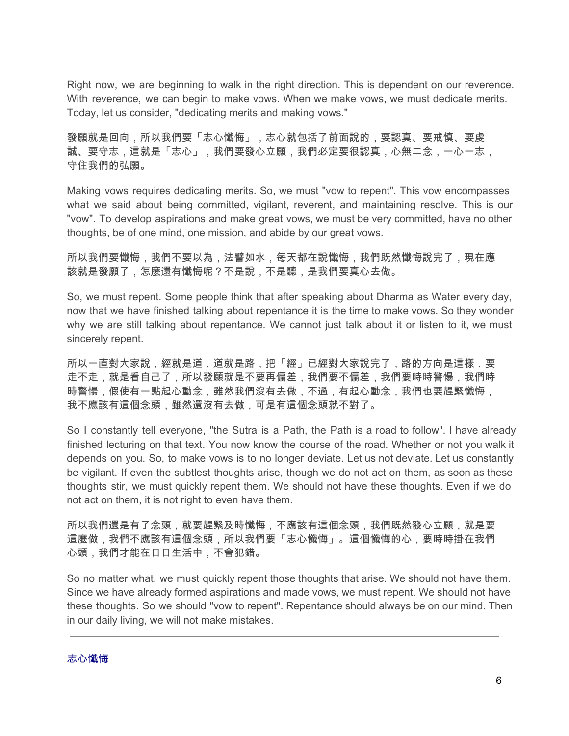Right now, we are beginning to walk in the right direction. This is dependent on our reverence. With reverence, we can begin to make vows. When we make vows, we must dedicate merits. Today, let us consider, "dedicating merits and making vows."

發願就是回向，所以我們要「志心懺悔」，志心就包括了前面說的，要認真、要戒慎、要虔誠、要守志，這就是「志心」，我們要發心立願，我們必定要很認真，心無二念，一心一志，守住我們的弘願。

Making vows requires dedicating merits. So, we must "vow to repent". This vow encompasses what we said about being committed, vigilant, reverent, and maintaining resolve. This is our "vow". To develop aspirations and make great vows, we must be very committed, have no other thoughts, be of one mind, one mission, and abide by our great vows.

所以我們要懺悔，我們不要以為，法譬如水，每天都在說懺悔，我們既然懺悔說完了，現在應該就是發願了，怎麼還有懺悔呢？不是說，不是聽，是我們要真心去做。

So, we must repent. Some people think that after speaking about Dharma as Water every day, now that we have finished talking about repentance it is the time to make vows. So they wonder why we are still talking about repentance. We cannot just talk about it or listen to it, we must sincerely repent.

所以一直對大家說，經就是道，道就是路，把「經」已經對大家說完了，路的方向是這樣，要走不走，就是看自己了，所以發願就是不要再偏差，我們要不偏差，我們要時時警惕，我們時時警惕，假使有一點起心動念，雖然我們沒有去做，不過，有起心動念，我們也要趕緊懺悔，我不應該有這個念頭，雖然還沒有去做，可是有這個念頭就不對了。

So I constantly tell everyone, "the Sutra is a Path, the Path is a road to follow". I have already finished lecturing on that text. You now know the course of the road. Whether or not you walk it depends on you. So, to make vows is to no longer deviate. Let us not deviate. Let us constantly be vigilant. If even the subtlest thoughts arise, though we do not act on them, as soon as these thoughts stir, we must quickly repent them. We should not have these thoughts. Even if we do not act on them, it is not right to even have them.

所以我們還是有了念頭，就要趕緊及時懺悔，不應該有這個念頭，我們既然發心立願，就是要這麼做，我們不應該有這個念頭，所以我們要「志心懺悔」。這個懺悔的心，要時時掛在我們心頭，我們才能在日日生活中，不會犯錯。

So no matter what, we must quickly repent those thoughts that arise. We should not have them. Since we have already formed aspirations and made vows, we must repent. We should not have these thoughts. So we should "vow to repent". Repentance should always be on our mind. Then in our daily living, we will not make mistakes.

---

志心懺悔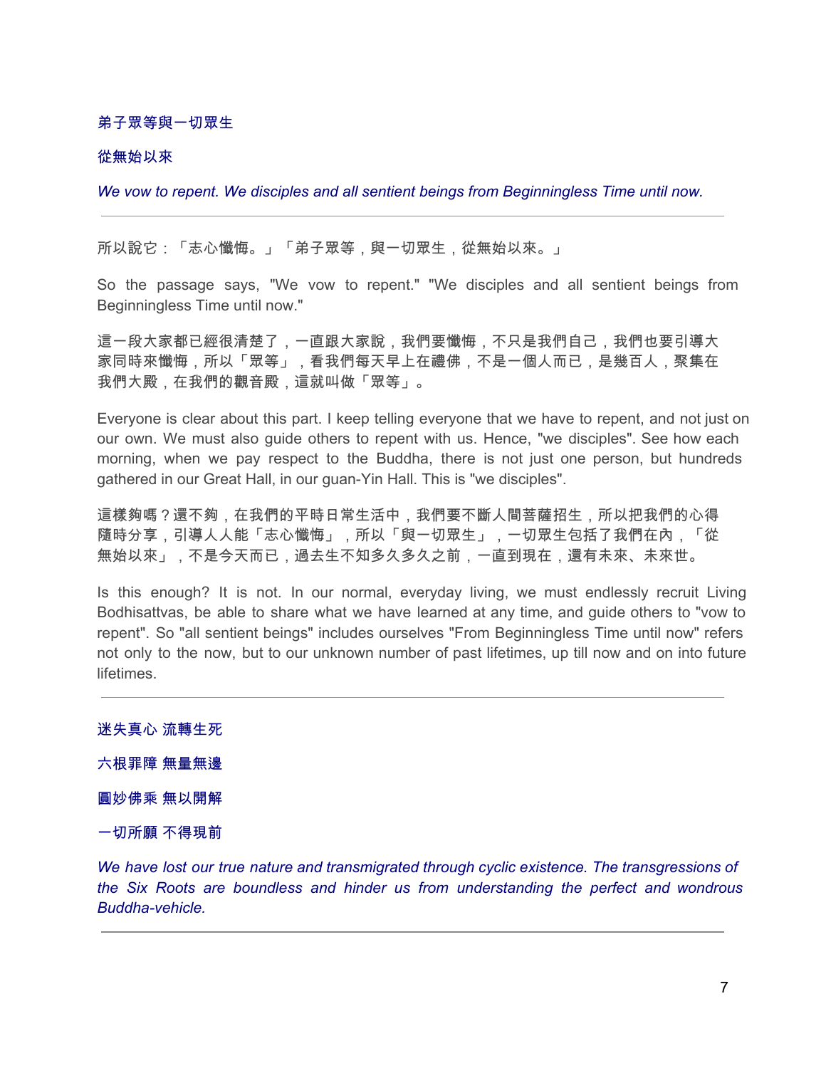弟子眾等與一切眾生

從無始以來

*We vow to repent. We disciples and all sentient beings from Beginningless Time until now.*

---

所以說它：「志心懺悔。」「弟子眾等，與一切眾生，從無始以來。」

So the passage says, "We vow to repent." "We disciples and all sentient beings from Beginningless Time until now."

這一段大家都已經很清楚了，一直跟大家說，我們要懺悔，不只是我們自己，我們也要引導大家同時來懺悔，所以「眾等」，看我們每天早上在禮佛，不是一個人而已，是幾百人，聚集在我們大殿，在我們的觀音殿，這就叫做「眾等」。

Everyone is clear about this part. I keep telling everyone that we have to repent, and not just on our own. We must also guide others to repent with us. Hence, "we disciples". See how each morning, when we pay respect to the Buddha, there is not just one person, but hundreds gathered in our Great Hall, in our guan-Yin Hall. This is "we disciples".

這樣夠嗎？還不夠，在我們的平時日常生活中，我們要不斷人間菩薩招生，所以把我們的心得隨時分享，引導人人能「志心懺悔」，所以「與一切眾生」，一切眾生包括了我們在內，「從無始以來」，不是今天而已，過去生不知多久多久之前，一直到現在，還有未來、未來世。

Is this enough? It is not. In our normal, everyday living, we must endlessly recruit Living Bodhisattvas, be able to share what we have learned at any time, and guide others to "vow to repent". So "all sentient beings" includes ourselves "From Beginningless Time until now" refers not only to the now, but to our unknown number of past lifetimes, up till now and on into future lifetimes.

---

迷失真心 流轉生死

六根罪障 無量無邊

圓妙佛乘 無以開解

一切所願 不得現前

*We have lost our true nature and transmigrated through cyclic existence. The transgressions of the Six Roots are boundless and hinder us from understanding the perfect and wondrous Buddha-vehicle.*

---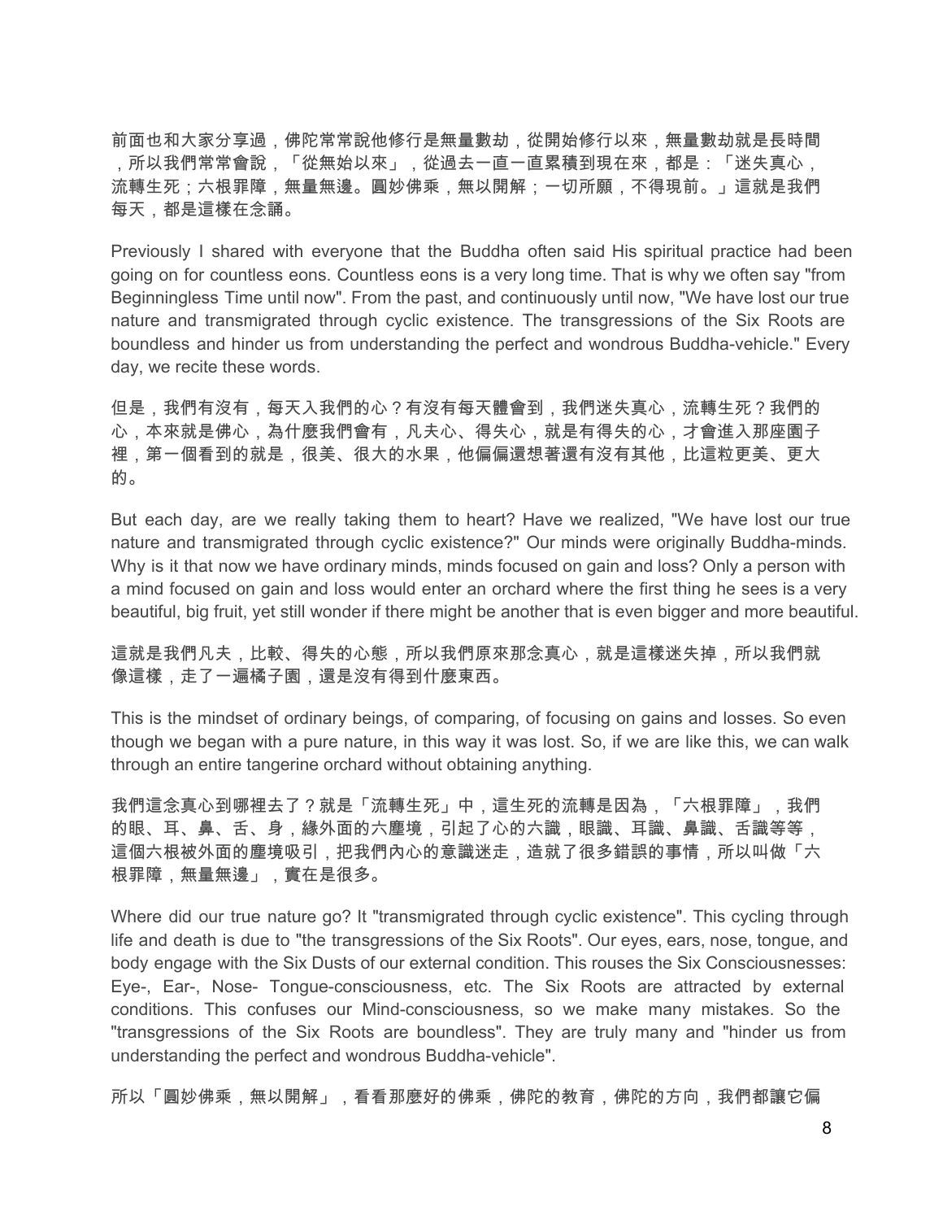前面也和大家分享過，佛陀常常說他修行是無量數劫，從開始修行以來，無量數劫就是長時間，所以我們常常會說，「從無始以來」，從過去一直一直累積到現在來，都是：「迷失真心，流轉生死；六根罪障，無量無邊。圓妙佛乘，無以開解；一切所願，不得現前。」這就是我們每天，都是這樣在念誦。

Previously I shared with everyone that the Buddha often said His spiritual practice had been going on for countless eons. Countless eons is a very long time. That is why we often say "from Beginningless Time until now". From the past, and continuously until now, "We have lost our true nature and transmigrated through cyclic existence. The transgressions of the Six Roots are boundless and hinder us from understanding the perfect and wondrous Buddha-vehicle." Every day, we recite these words.

但是，我們有沒有，每天入我們的心？有沒有每天體會到，我們迷失真心，流轉生死？我們的心，本來就是佛心，為什麼我們會有，凡夫心、得失心，就是有得失的心，才會進入那座園子裡，第一個看到的就是，很美、很大的水果，他偏偏還想著還有沒有其他，比這粒更美、更大的。

But each day, are we really taking them to heart? Have we realized, "We have lost our true nature and transmigrated through cyclic existence?" Our minds were originally Buddha-minds. Why is it that now we have ordinary minds, minds focused on gain and loss? Only a person with a mind focused on gain and loss would enter an orchard where the first thing he sees is a very beautiful, big fruit, yet still wonder if there might be another that is even bigger and more beautiful.

這就是我們凡夫，比較、得失的心態，所以我們原來那念真心，就是這樣迷失掉，所以我們就像這樣，走了一遍橘子園，還是沒有得到什麼東西。

This is the mindset of ordinary beings, of comparing, of focusing on gains and losses. So even though we began with a pure nature, in this way it was lost. So, if we are like this, we can walk through an entire tangerine orchard without obtaining anything.

我們這念真心到哪裡去了？就是「流轉生死」中，這生死的流轉是因為，「六根罪障」，我們的眼、耳、鼻、舌、身，緣外面的六塵境，引起了心的六識，眼識、耳識、鼻識、舌識等等，這個六根被外面的塵境吸引，把我們內心的意識迷走，造就了很多錯誤的事情，所以叫做「六根罪障，無量無邊」，實在是很多。

Where did our true nature go? It "transmigrated through cyclic existence". This cycling through life and death is due to "the transgressions of the Six Roots". Our eyes, ears, nose, tongue, and body engage with the Six Dusts of our external condition. This rouses the Six Consciousnesses: Eye-, Ear-, Nose- Tongue-consciousness, etc. The Six Roots are attracted by external conditions. This confuses our Mind-consciousness, so we make many mistakes. So the "transgressions of the Six Roots are boundless". They are truly many and "hinder us from understanding the perfect and wondrous Buddha-vehicle".

所以「圓妙佛乘，無以開解」，看看那麼好的佛乘，佛陀的教育，佛陀的方向，我們都讓它偏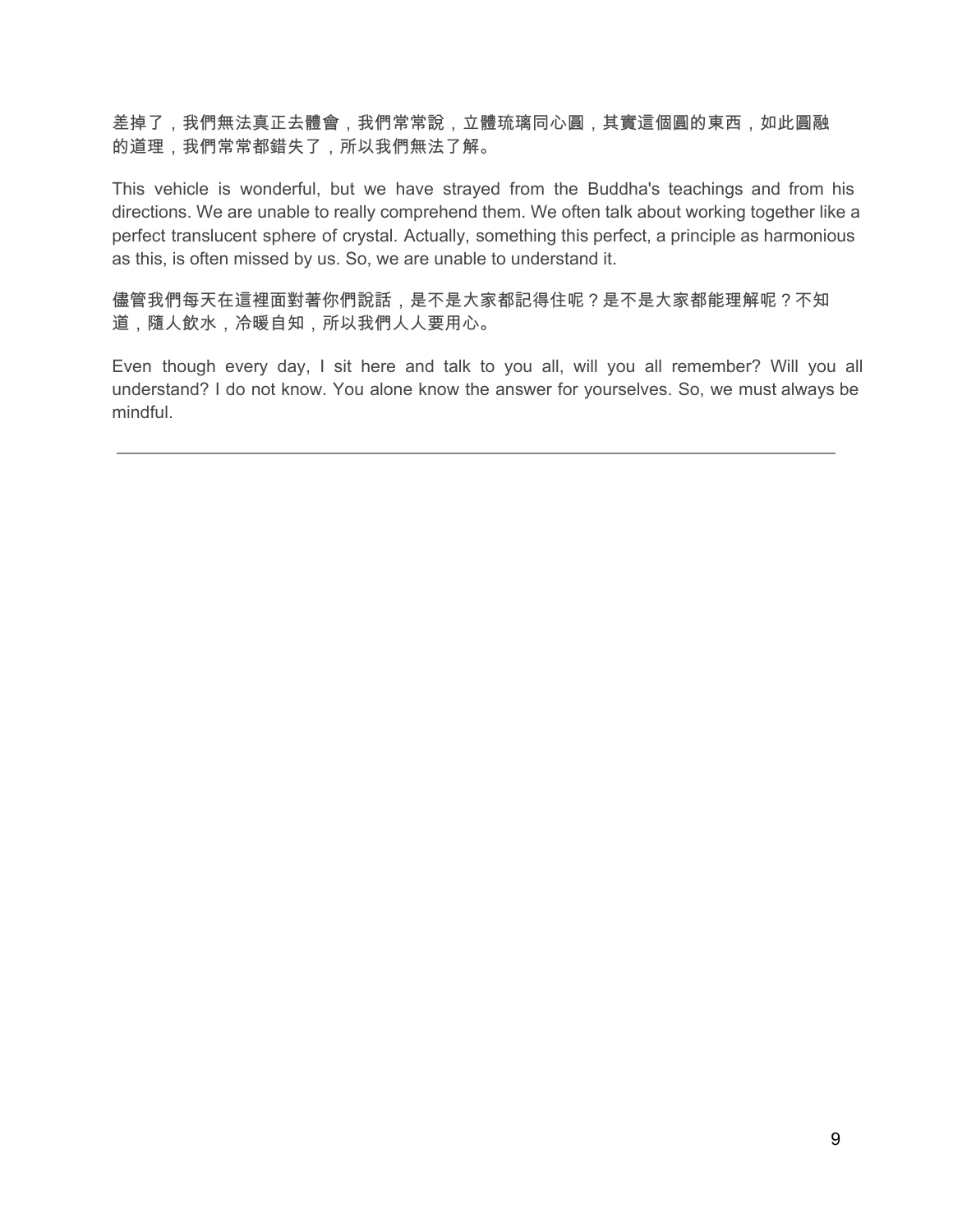差掉了，我們無法真正去體會，我們常常說，立體琉璃同心圓，其實這個圓的東西，如此圓融的道理，我們常常都錯失了，所以我們無法了解。

This vehicle is wonderful, but we have strayed from the Buddha's teachings and from his directions. We are unable to really comprehend them. We often talk about working together like a perfect translucent sphere of crystal. Actually, something this perfect, a principle as harmonious as this, is often missed by us. So, we are unable to understand it.

儘管我們每天在這裡面對著你們說話，是不是大家都記得住呢？是不是大家都能理解呢？不知道，隨人飲水，冷暖自知，所以我們人人要用心。

Even though every day, I sit here and talk to you all, will you all remember? Will you all understand? I do not know. You alone know the answer for yourselves. So, we must always be mindful.

---